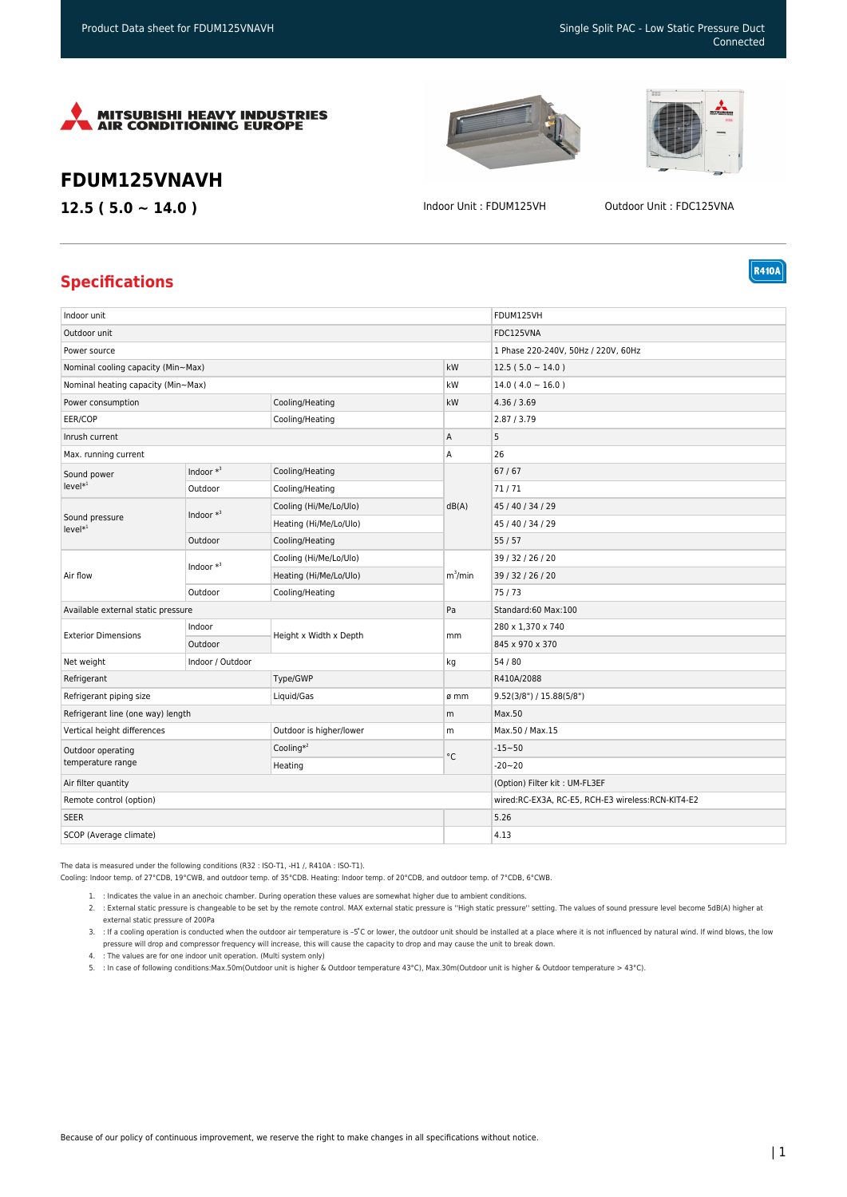# FDUM125VNAVH

**12.5 ( 5.0 ~ 14.0 )**

Indoor Unit : FDUM125VH

Outdoor Unit : FDC125VNA

## Specifications

R410A

| | | | | |
|---|---|---|---|---|
| Indoor unit | | | | FDUM125VH |
| Outdoor unit | | | | FDC125VNA |
| Power source | | | | 1 Phase 220-240V, 50Hz / 220V, 60Hz |
| Nominal cooling capacity (Min~Max) | | | kW | 12.5 ( 5.0 ~ 14.0 ) |
| Nominal heating capacity (Min~Max) | | | kW | 14.0 ( 4.0 ~ 16.0 ) |
| Power consumption | | Cooling/Heating | kW | 4.36 / 3.69 |
| EER/COP | | Cooling/Heating | | 2.87 / 3.79 |
| Inrush current | | | A | 5 |
| Max. running current | | | A | 26 |
| Sound power level*1 | Indoor *3 | Cooling/Heating | dB(A) | 67 / 67 |
| | Outdoor | Cooling/Heating | | 71 / 71 |
| Sound pressure level*1 | Indoor *3 | Cooling (Hi/Me/Lo/Ulo) | | 45 / 40 / 34 / 29 |
| | | Heating (Hi/Me/Lo/Ulo) | | 45 / 40 / 34 / 29 |
| | Outdoor | Cooling/Heating | | 55 / 57 |
| Air flow | Indoor *3 | Cooling (Hi/Me/Lo/Ulo) | $m^3$/min | 39 / 32 / 26 / 20 |
| | | Heating (Hi/Me/Lo/Ulo) | | 39 / 32 / 26 / 20 |
| | Outdoor | Cooling/Heating | | 75 / 73 |
| Available external static pressure | | | Pa | Standard:60 Max:100 |
| Exterior Dimensions | Indoor | Height x Width x Depth | mm | 280 x 1,370 x 740 |
| | Outdoor | | | 845 x 970 x 370 |
| Net weight | Indoor / Outdoor | | kg | 54 / 80 |
| Refrigerant | | Type/GWP | | R410A/2088 |
| Refrigerant piping size | | Liquid/Gas | ø mm | 9.52(3/8") / 15.88(5/8") |
| Refrigerant line (one way) length | | | m | Max.50 |
| Vertical height differences | | Outdoor is higher/lower | m | Max.50 / Max.15 |
| Outdoor operating temperature range | | Cooling*2 | °C | -15~50 |
| | | Heating | | -20~20 |
| Air filter quantity | | | | (Option) Filter kit : UM-FL3EF |
| Remote control (option) | | | | wired:RC-EX3A, RC-E5, RCH-E3 wireless:RCN-KIT4-E2 |
| SEER | | | | 5.26 |
| SCOP (Average climate) | | | | 4.13 |

The data is measured under the following conditions (R32 : ISO-T1, -H1 /, R410A : ISO-T1).
Cooling: Indoor temp. of 27°CDB, 19°CWB, and outdoor temp. of 35°CDB. Heating: Indoor temp. of 20°CDB, and outdoor temp. of 7°CDB, 6°CWB.

1. : Indicates the value in an anechoic chamber. During operation these values are somewhat higher due to ambient conditions.
2. : External static pressure is changeable to be set by the remote control. MAX external static pressure is "High static pressure" setting. The values of sound pressure level become 5dB(A) higher at external static pressure of 200Pa
3. : If a cooling operation is conducted when the outdoor air temperature is -5̊C or lower, the outdoor unit should be installed at a place where it is not influenced by natural wind. If wind blows, the low pressure will drop and compressor frequency will increase, this will cause the capacity to drop and may cause the unit to break down.
4. : The values are for one indoor unit operation. (Multi system only)
5. : In case of following conditions:Max.50m(Outdoor unit is higher & Outdoor temperature 43°C), Max.30m(Outdoor unit is higher & Outdoor temperature > 43°C).

Because of our policy of continuous improvement, we reserve the right to make changes in all specifications without notice.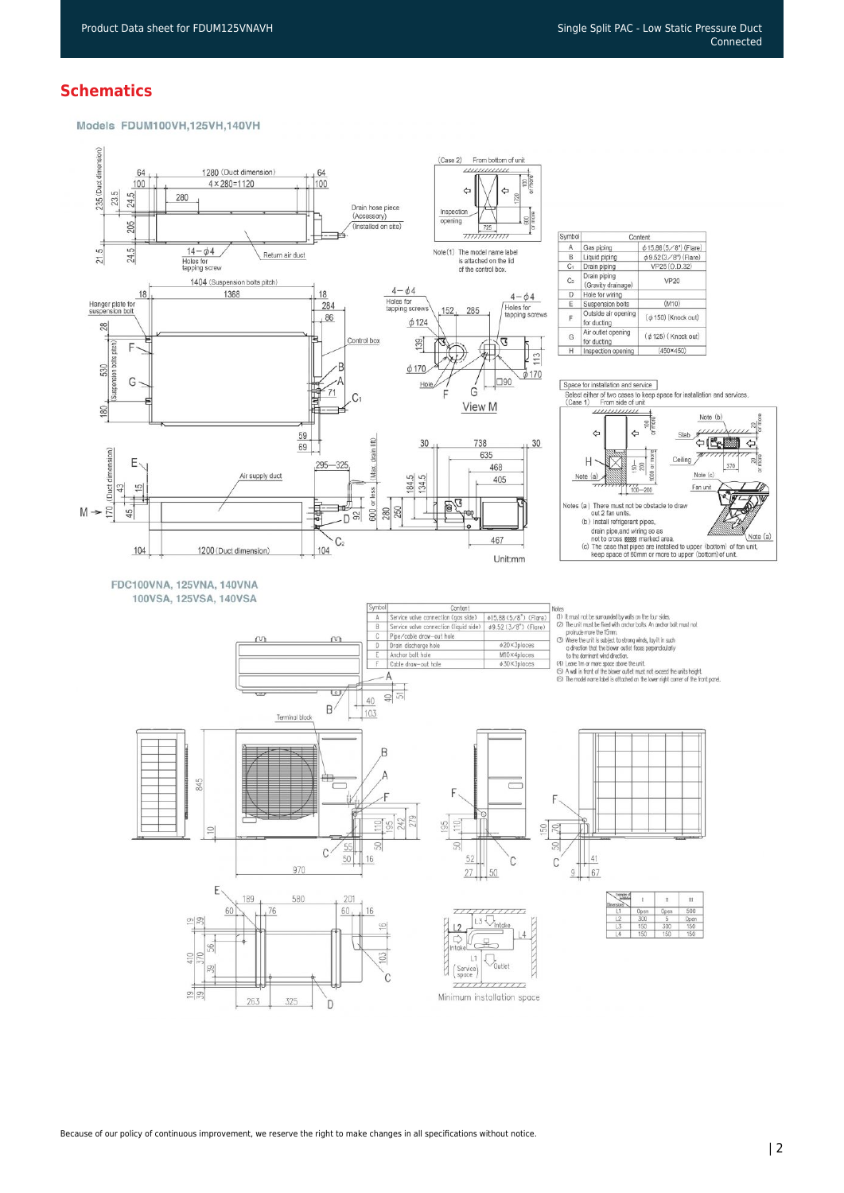## Schematics

Models FDUM100VH,125VH,140VH

| Symbol | Content | |
|---|---|---|
| A | Gas piping | φ15.88 (5/8") (Flare) |
| B | Liquid piping | φ9.52 (3/8") (Flare) |
| C1 | Drain piping | VP25 (O.D.32) |
| C2 | Drain piping (Gravity drainage) | VP20 |
| D | Hole for wiring | |
| E | Suspension bolts | (M10) |
| F | Outside air opening for ducting | (φ150) (Knock out) |
| G | Air outlet opening for ducting | (φ125) (Knock out) |
| H | Inspection opening | (450×450) |

Note (1) The model name label is attached on the lid of the control box.

Space for installation and service

Select either of two cases to keep space for installation and services.

(Case 1) From side of unit

(Case 2) From bottom of unit

Notes (a) There must not be obstacle to draw out 2 fan units.
(b) Install refrigerant pipes, drain pipe and wiring so as not to cross marked area.
(c) The case that pipes are installed to upper (bottom) of fan unit, keep space of 50mm or more to upper (bottom) of unit.

Unit:mm

FDC100VNA, 125VNA, 140VNA
100VSA, 125VSA, 140VSA

| Symbol | Content | |
|---|---|---|
| A | Service valve connection (gas side) | φ15.88 (5/8") (Flare) |
| B | Service valve connection (liquid side) | φ9.52 (3/8") (Flare) |
| C | Pipe/cable draw-out hole | |
| D | Drain discharge hole | φ20×3places |
| E | Anchor bolt hole | M10×4places |
| F | Cable draw-out hole | φ30×3places |

Notes
(1) It must not be surrounded by walls on the four sides.
(2) The unit must be fixed with anchor bolts. An anchor bolt must not protrude more than 15mm.
(3) Where the unit is subject to strong winds, lay it in such a direction that the blower outlet faces perpendicularly to the dominant wind direction.
(4) Leave 1m or more space above the unit.
(5) A wall in front of the blower outlet must not exceed the units height.
(6) The model name label is attached on the lower right corner of the front panel.

| Examples of installation / Dimensions | I | II | III |
|---|---|---|---|
| L1 | Open | Open | 500 |
| L2 | 300 | 5 | Open |
| L3 | 150 | 300 | 150 |
| L4 | 150 | 150 | 150 |

Minimum installation space

Because of our policy of continuous improvement, we reserve the right to make changes in all specifications without notice.